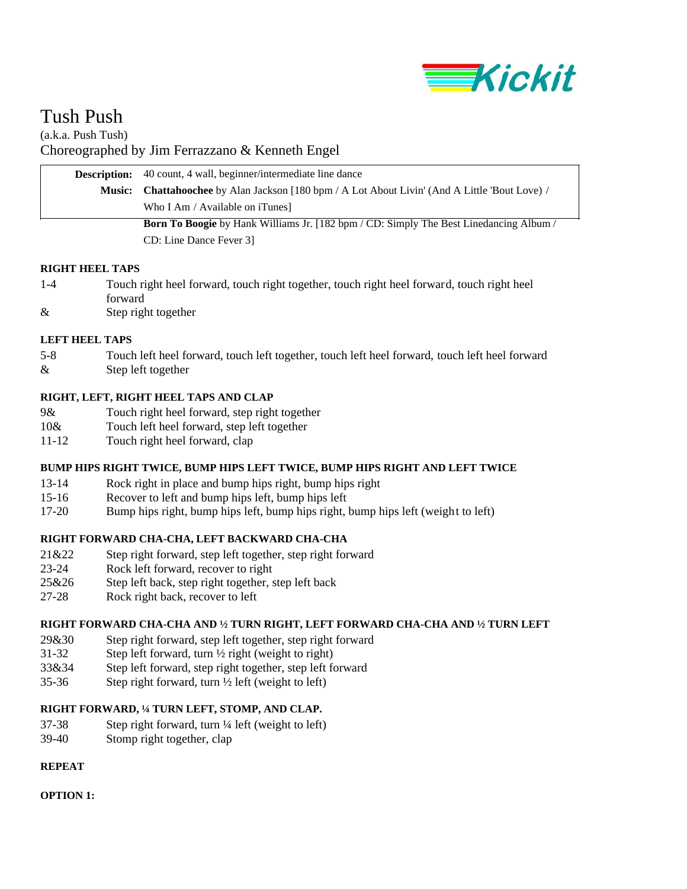Kickit

# Tush Push

(a.k.a. Push Tush)

Choreographed by Jim Ferrazzano & Kenneth Engel

| | |
|---|---|
| **Description:** | 40 count, 4 wall, beginner/intermediate line dance |
| **Music:** | **Chattahoochee** by Alan Jackson [180 bpm / A Lot About Livin' (And A Little 'Bout Love) / Who I Am / Available on iTunes] |
| | **Born To Boogie** by Hank Williams Jr. [182 bpm / CD: Simply The Best Linedancing Album / CD: Line Dance Fever 3] |

**RIGHT HEEL TAPS**

| | |
|---|---|
| 1-4 | Touch right heel forward, touch right together, touch right heel forward, touch right heel forward |
| & | Step right together |

**LEFT HEEL TAPS**

| | |
|---|---|
| 5-8 | Touch left heel forward, touch left together, touch left heel forward, touch left heel forward |
| & | Step left together |

**RIGHT, LEFT, RIGHT HEEL TAPS AND CLAP**

| | |
|---|---|
| 9& | Touch right heel forward, step right together |
| 10& | Touch left heel forward, step left together |
| 11-12 | Touch right heel forward, clap |

**BUMP HIPS RIGHT TWICE, BUMP HIPS LEFT TWICE, BUMP HIPS RIGHT AND LEFT TWICE**

| | |
|---|---|
| 13-14 | Rock right in place and bump hips right, bump hips right |
| 15-16 | Recover to left and bump hips left, bump hips left |
| 17-20 | Bump hips right, bump hips left, bump hips right, bump hips left (weight to left) |

**RIGHT FORWARD CHA-CHA, LEFT BACKWARD CHA-CHA**

| | |
|---|---|
| 21&22 | Step right forward, step left together, step right forward |
| 23-24 | Rock left forward, recover to right |
| 25&26 | Step left back, step right together, step left back |
| 27-28 | Rock right back, recover to left |

**RIGHT FORWARD CHA-CHA AND ½ TURN RIGHT, LEFT FORWARD CHA-CHA AND ½ TURN LEFT**

| | |
|---|---|
| 29&30 | Step right forward, step left together, step right forward |
| 31-32 | Step left forward, turn ½ right (weight to right) |
| 33&34 | Step left forward, step right together, step left forward |
| 35-36 | Step right forward, turn ½ left (weight to left) |

**RIGHT FORWARD, ¼ TURN LEFT, STOMP, AND CLAP.**

| | |
|---|---|
| 37-38 | Step right forward, turn ¼ left (weight to left) |
| 39-40 | Stomp right together, clap |

**REPEAT**

**OPTION 1:**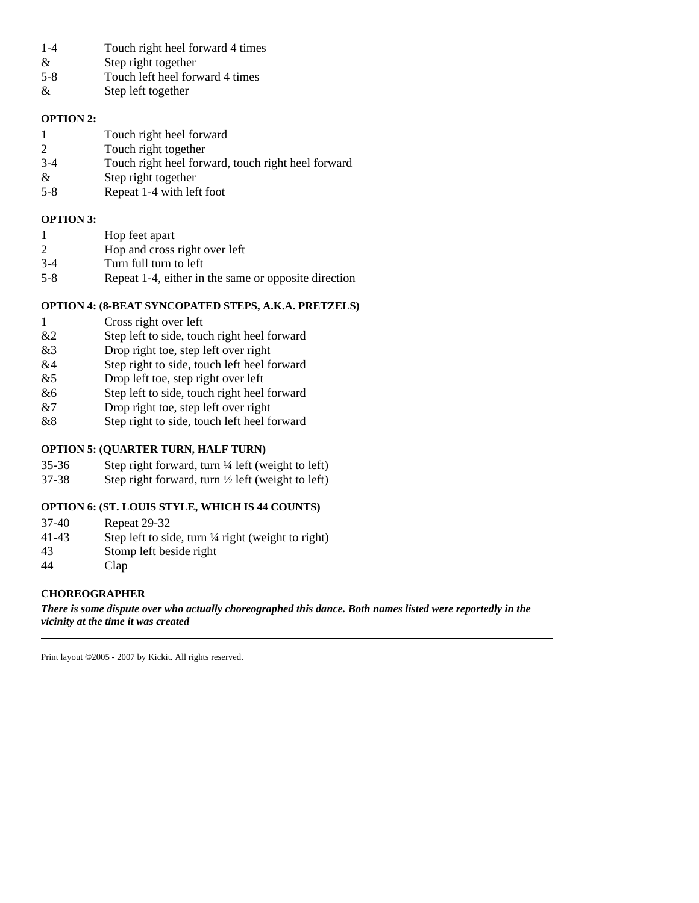| | |
|---|---|
| 1-4 | Touch right heel forward 4 times |
| & | Step right together |
| 5-8 | Touch left heel forward 4 times |
| & | Step left together |

**OPTION 2:**

| | |
|---|---|
| 1 | Touch right heel forward |
| 2 | Touch right together |
| 3-4 | Touch right heel forward, touch right heel forward |
| & | Step right together |
| 5-8 | Repeat 1-4 with left foot |

**OPTION 3:**

| | |
|---|---|
| 1 | Hop feet apart |
| 2 | Hop and cross right over left |
| 3-4 | Turn full turn to left |
| 5-8 | Repeat 1-4, either in the same or opposite direction |

**OPTION 4: (8-BEAT SYNCOPATED STEPS, A.K.A. PRETZELS)**

| | |
|---|---|
| 1 | Cross right over left |
| &2 | Step left to side, touch right heel forward |
| &3 | Drop right toe, step left over right |
| &4 | Step right to side, touch left heel forward |
| &5 | Drop left toe, step right over left |
| &6 | Step left to side, touch right heel forward |
| &7 | Drop right toe, step left over right |
| &8 | Step right to side, touch left heel forward |

**OPTION 5: (QUARTER TURN, HALF TURN)**

| | |
|---|---|
| 35-36 | Step right forward, turn ¼ left (weight to left) |
| 37-38 | Step right forward, turn ½ left (weight to left) |

**OPTION 6: (ST. LOUIS STYLE, WHICH IS 44 COUNTS)**

| | |
|---|---|
| 37-40 | Repeat 29-32 |
| 41-43 | Step left to side, turn ¼ right (weight to right) |
| 43 | Stomp left beside right |
| 44 | Clap |

**CHOREOGRAPHER**

***There is some dispute over who actually choreographed this dance. Both names listed were reportedly in the vicinity at the time it was created***

---

Print layout ©2005 - 2007 by Kickit. All rights reserved.